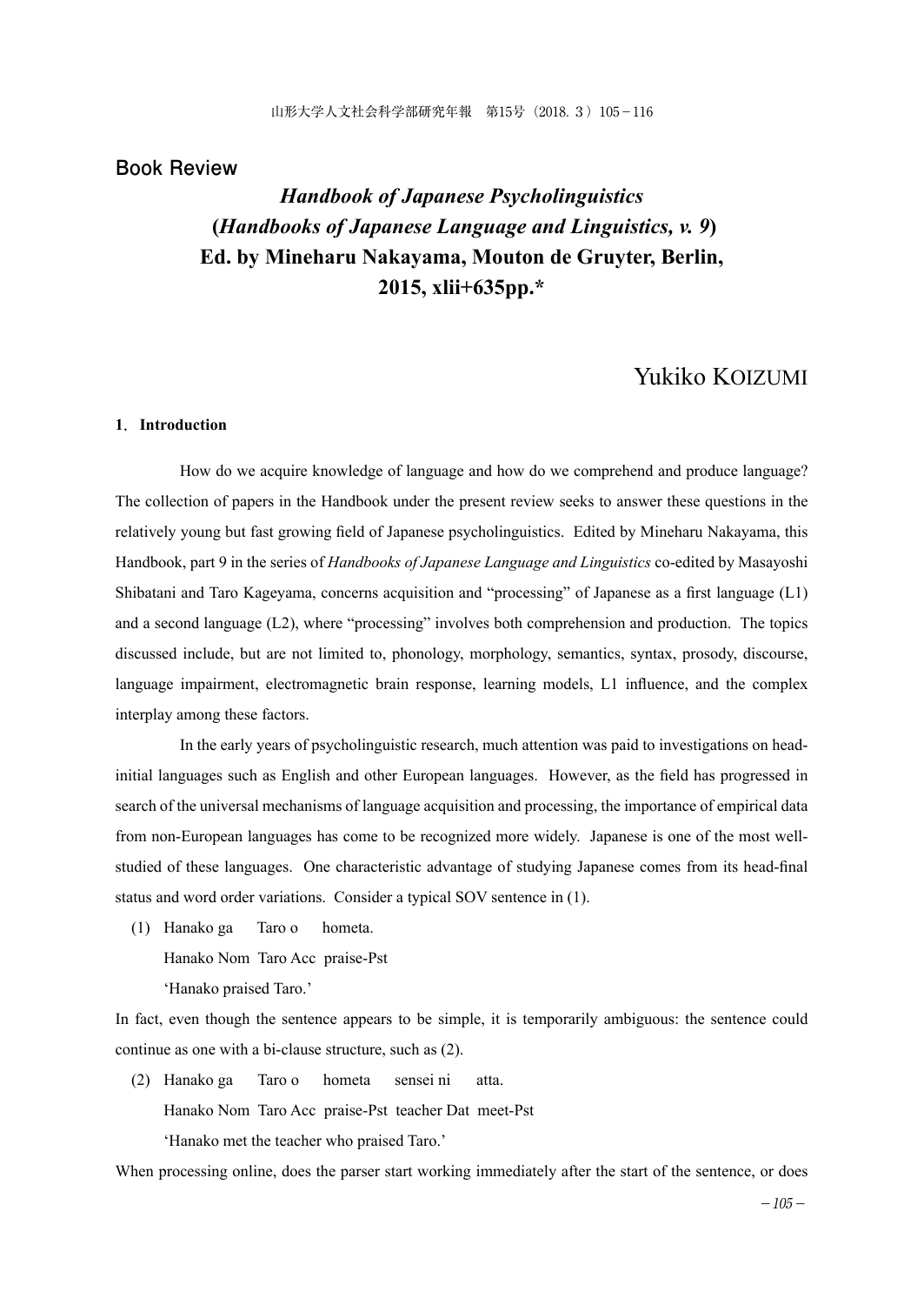## Book Review

# *Handbook of Japanese Psycholinguistics* (*Handbooks of Japanese Language and Linguistics, v. 9*) Ed. by Mineharu Nakayama, Mouton de Gruyter, Berlin, 2015, xlii+635pp.*

Yukiko KOIZUMI

### 1. Introduction

How do we acquire knowledge of language and how do we comprehend and produce language? The collection of papers in the Handbook under the present review seeks to answer these questions in the relatively young but fast growing field of Japanese psycholinguistics. Edited by Mineharu Nakayama, this Handbook, part 9 in the series of *Handbooks of Japanese Language and Linguistics* co-edited by Masayoshi Shibatani and Taro Kageyama, concerns acquisition and "processing" of Japanese as a first language (L1) and a second language (L2), where "processing" involves both comprehension and production. The topics discussed include, but are not limited to, phonology, morphology, semantics, syntax, prosody, discourse, language impairment, electromagnetic brain response, learning models, L1 influence, and the complex interplay among these factors.

In the early years of psycholinguistic research, much attention was paid to investigations on head-initial languages such as English and other European languages. However, as the field has progressed in search of the universal mechanisms of language acquisition and processing, the importance of empirical data from non-European languages has come to be recognized more widely. Japanese is one of the most well-studied of these languages. One characteristic advantage of studying Japanese comes from its head-final status and word order variations. Consider a typical SOV sentence in (1).

(1) Hanako ga Taro o hometa.
Hanako Nom Taro Acc praise-Pst
'Hanako praised Taro.'

In fact, even though the sentence appears to be simple, it is temporarily ambiguous: the sentence could continue as one with a bi-clause structure, such as (2).

(2) Hanako ga Taro o hometa sensei ni atta.
Hanako Nom Taro Acc praise-Pst teacher Dat meet-Pst
'Hanako met the teacher who praised Taro.'

When processing online, does the parser start working immediately after the start of the sentence, or does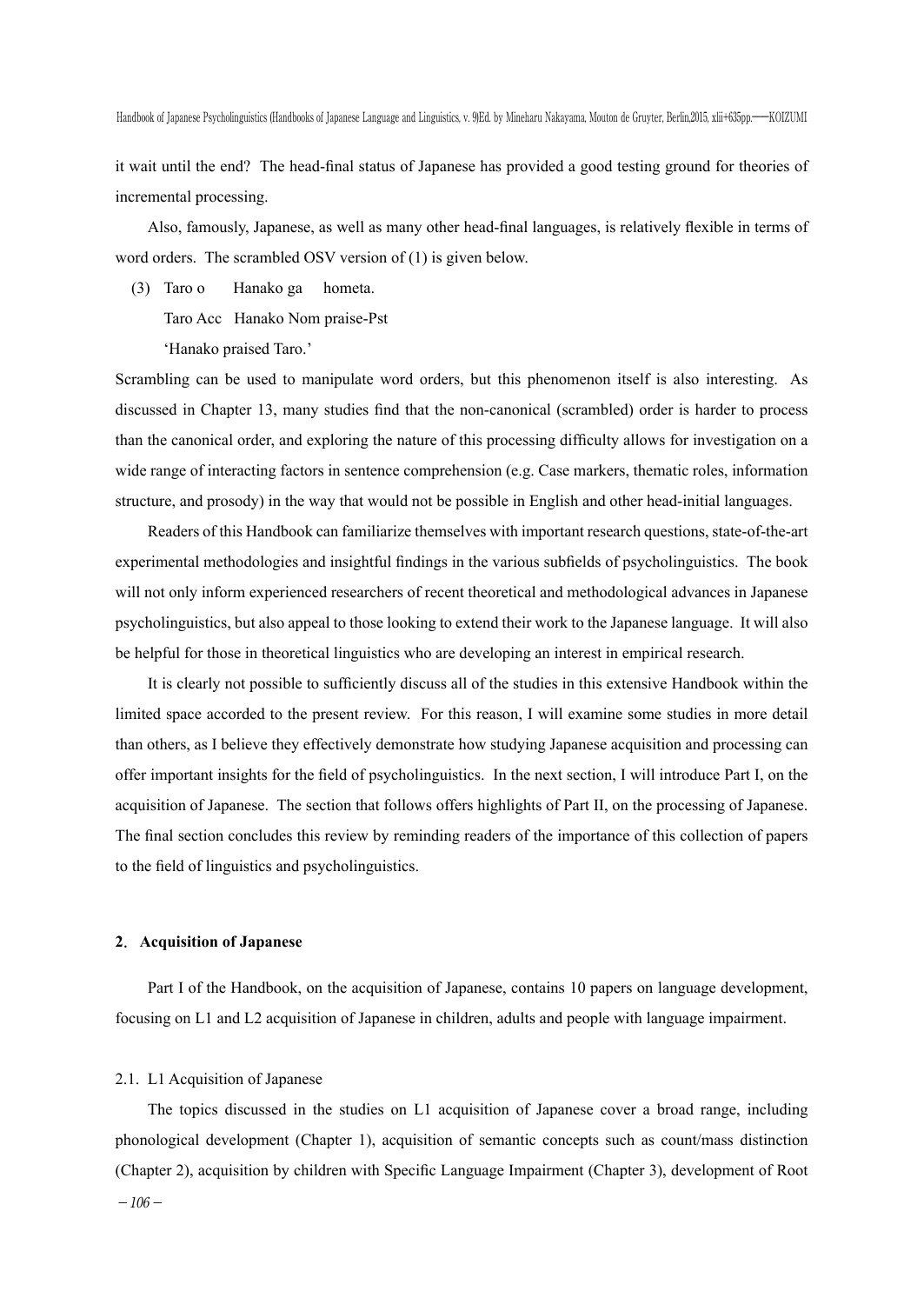it wait until the end? The head-final status of Japanese has provided a good testing ground for theories of incremental processing.

Also, famously, Japanese, as well as many other head-final languages, is relatively flexible in terms of word orders. The scrambled OSV version of (1) is given below.

(3) Taro o Hanako ga hometa.
 Taro Acc Hanako Nom praise-Pst
 'Hanako praised Taro.'

Scrambling can be used to manipulate word orders, but this phenomenon itself is also interesting. As discussed in Chapter 13, many studies find that the non-canonical (scrambled) order is harder to process than the canonical order, and exploring the nature of this processing difficulty allows for investigation on a wide range of interacting factors in sentence comprehension (e.g. Case markers, thematic roles, information structure, and prosody) in the way that would not be possible in English and other head-initial languages.

Readers of this Handbook can familiarize themselves with important research questions, state-of-the-art experimental methodologies and insightful findings in the various subfields of psycholinguistics. The book will not only inform experienced researchers of recent theoretical and methodological advances in Japanese psycholinguistics, but also appeal to those looking to extend their work to the Japanese language. It will also be helpful for those in theoretical linguistics who are developing an interest in empirical research.

It is clearly not possible to sufficiently discuss all of the studies in this extensive Handbook within the limited space accorded to the present review. For this reason, I will examine some studies in more detail than others, as I believe they effectively demonstrate how studying Japanese acquisition and processing can offer important insights for the field of psycholinguistics. In the next section, I will introduce Part I, on the acquisition of Japanese. The section that follows offers highlights of Part II, on the processing of Japanese. The final section concludes this review by reminding readers of the importance of this collection of papers to the field of linguistics and psycholinguistics.

## 2. Acquisition of Japanese

Part I of the Handbook, on the acquisition of Japanese, contains 10 papers on language development, focusing on L1 and L2 acquisition of Japanese in children, adults and people with language impairment.

### 2.1. L1 Acquisition of Japanese

The topics discussed in the studies on L1 acquisition of Japanese cover a broad range, including phonological development (Chapter 1), acquisition of semantic concepts such as count/mass distinction (Chapter 2), acquisition by children with Specific Language Impairment (Chapter 3), development of Root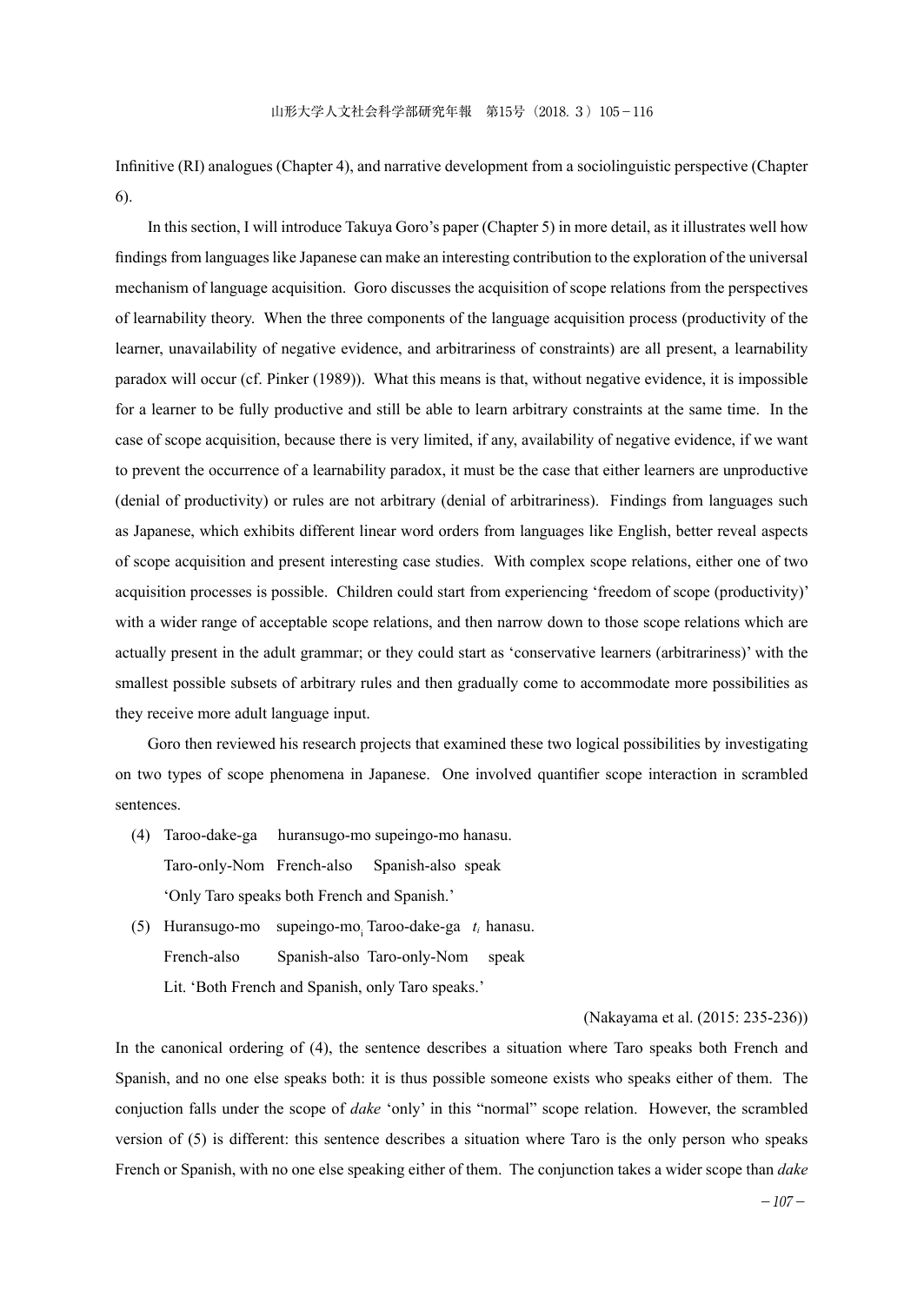Infinitive (RI) analogues (Chapter 4), and narrative development from a sociolinguistic perspective (Chapter 6).

In this section, I will introduce Takuya Goro's paper (Chapter 5) in more detail, as it illustrates well how findings from languages like Japanese can make an interesting contribution to the exploration of the universal mechanism of language acquisition. Goro discusses the acquisition of scope relations from the perspectives of learnability theory. When the three components of the language acquisition process (productivity of the learner, unavailability of negative evidence, and arbitrariness of constraints) are all present, a learnability paradox will occur (cf. Pinker (1989)). What this means is that, without negative evidence, it is impossible for a learner to be fully productive and still be able to learn arbitrary constraints at the same time. In the case of scope acquisition, because there is very limited, if any, availability of negative evidence, if we want to prevent the occurrence of a learnability paradox, it must be the case that either learners are unproductive (denial of productivity) or rules are not arbitrary (denial of arbitrariness). Findings from languages such as Japanese, which exhibits different linear word orders from languages like English, better reveal aspects of scope acquisition and present interesting case studies. With complex scope relations, either one of two acquisition processes is possible. Children could start from experiencing 'freedom of scope (productivity)' with a wider range of acceptable scope relations, and then narrow down to those scope relations which are actually present in the adult grammar; or they could start as 'conservative learners (arbitrariness)' with the smallest possible subsets of arbitrary rules and then gradually come to accommodate more possibilities as they receive more adult language input.

Goro then reviewed his research projects that examined these two logical possibilities by investigating on two types of scope phenomena in Japanese. One involved quantifier scope interaction in scrambled sentences.

(4) Taroo-dake-ga huransugo-mo supeingo-mo hanasu.
Taro-only-Nom French-also Spanish-also speak
'Only Taro speaks both French and Spanish.'

(5) Huransugo-mo supeingo-mo$_i$ Taroo-dake-ga $t_i$ hanasu.
French-also Spanish-also Taro-only-Nom speak
Lit. 'Both French and Spanish, only Taro speaks.'

(Nakayama et al. (2015: 235-236))

In the canonical ordering of (4), the sentence describes a situation where Taro speaks both French and Spanish, and no one else speaks both: it is thus possible someone exists who speaks either of them. The conjuction falls under the scope of *dake* 'only' in this "normal" scope relation. However, the scrambled version of (5) is different: this sentence describes a situation where Taro is the only person who speaks French or Spanish, with no one else speaking either of them. The conjunction takes a wider scope than *dake*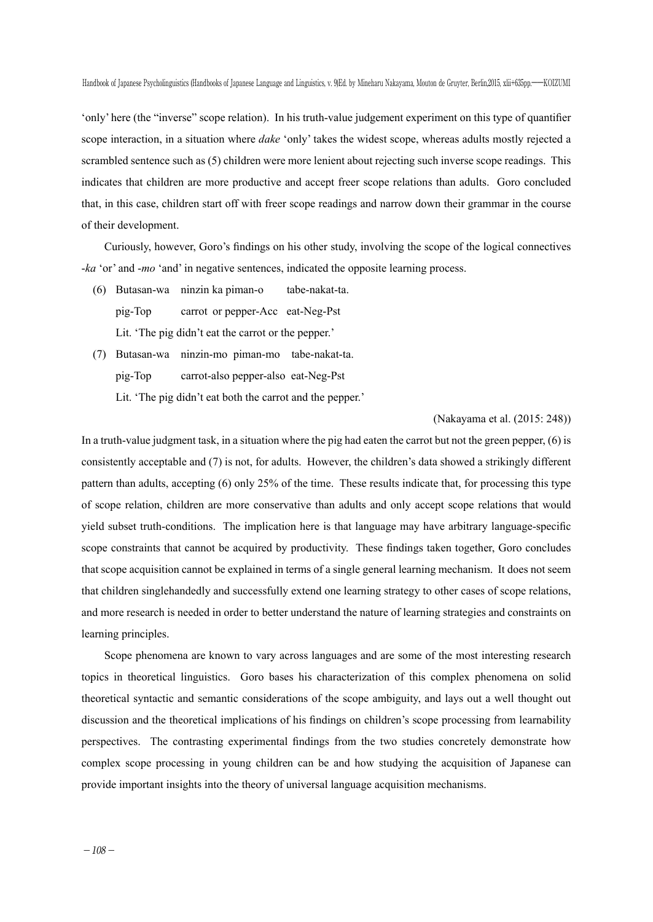'only' here (the "inverse" scope relation). In his truth-value judgement experiment on this type of quantifier scope interaction, in a situation where *dake* 'only' takes the widest scope, whereas adults mostly rejected a scrambled sentence such as (5) children were more lenient about rejecting such inverse scope readings. This indicates that children are more productive and accept freer scope relations than adults. Goro concluded that, in this case, children start off with freer scope readings and narrow down their grammar in the course of their development.

Curiously, however, Goro's findings on his other study, involving the scope of the logical connectives *-ka* 'or' and *-mo* 'and' in negative sentences, indicated the opposite learning process.

(6) Butasan-wa ninzin ka piman-o tabe-nakat-ta.
pig-Top carrot or pepper-Acc eat-Neg-Pst
Lit. 'The pig didn't eat the carrot or the pepper.'

(7) Butasan-wa ninzin-mo piman-mo tabe-nakat-ta.
pig-Top carrot-also pepper-also eat-Neg-Pst
Lit. 'The pig didn't eat both the carrot and the pepper.'

(Nakayama et al. (2015: 248))

In a truth-value judgment task, in a situation where the pig had eaten the carrot but not the green pepper, (6) is consistently acceptable and (7) is not, for adults. However, the children's data showed a strikingly different pattern than adults, accepting (6) only 25% of the time. These results indicate that, for processing this type of scope relation, children are more conservative than adults and only accept scope relations that would yield subset truth-conditions. The implication here is that language may have arbitrary language-specific scope constraints that cannot be acquired by productivity. These findings taken together, Goro concludes that scope acquisition cannot be explained in terms of a single general learning mechanism. It does not seem that children singlehandedly and successfully extend one learning strategy to other cases of scope relations, and more research is needed in order to better understand the nature of learning strategies and constraints on learning principles.

Scope phenomena are known to vary across languages and are some of the most interesting research topics in theoretical linguistics. Goro bases his characterization of this complex phenomena on solid theoretical syntactic and semantic considerations of the scope ambiguity, and lays out a well thought out discussion and the theoretical implications of his findings on children's scope processing from learnability perspectives. The contrasting experimental findings from the two studies concretely demonstrate how complex scope processing in young children can be and how studying the acquisition of Japanese can provide important insights into the theory of universal language acquisition mechanisms.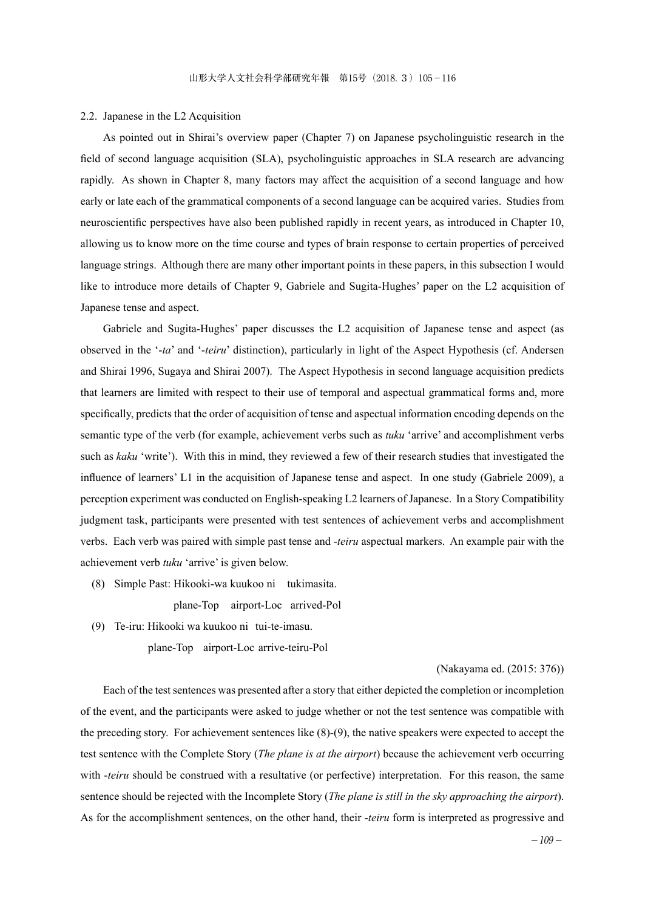## 2.2. Japanese in the L2 Acquisition

As pointed out in Shirai's overview paper (Chapter 7) on Japanese psycholinguistic research in the field of second language acquisition (SLA), psycholinguistic approaches in SLA research are advancing rapidly. As shown in Chapter 8, many factors may affect the acquisition of a second language and how early or late each of the grammatical components of a second language can be acquired varies. Studies from neuroscientific perspectives have also been published rapidly in recent years, as introduced in Chapter 10, allowing us to know more on the time course and types of brain response to certain properties of perceived language strings. Although there are many other important points in these papers, in this subsection I would like to introduce more details of Chapter 9, Gabriele and Sugita-Hughes' paper on the L2 acquisition of Japanese tense and aspect.

Gabriele and Sugita-Hughes' paper discusses the L2 acquisition of Japanese tense and aspect (as observed in the '*-ta*' and '*-teiru*' distinction), particularly in light of the Aspect Hypothesis (cf. Andersen and Shirai 1996, Sugaya and Shirai 2007). The Aspect Hypothesis in second language acquisition predicts that learners are limited with respect to their use of temporal and aspectual grammatical forms and, more specifically, predicts that the order of acquisition of tense and aspectual information encoding depends on the semantic type of the verb (for example, achievement verbs such as *tuku* 'arrive' and accomplishment verbs such as *kaku* 'write'). With this in mind, they reviewed a few of their research studies that investigated the influence of learners' L1 in the acquisition of Japanese tense and aspect. In one study (Gabriele 2009), a perception experiment was conducted on English-speaking L2 learners of Japanese. In a Story Compatibility judgment task, participants were presented with test sentences of achievement verbs and accomplishment verbs. Each verb was paired with simple past tense and *-teiru* aspectual markers. An example pair with the achievement verb *tuku* 'arrive' is given below.

(8) Simple Past: Hikooki-wa kuukoo ni tukimasita.
  plane-Top airport-Loc arrived-Pol

(9) Te-iru: Hikooki wa kuukoo ni tui-te-imasu.
  plane-Top airport-Loc arrive-teiru-Pol

(Nakayama ed. (2015: 376))

Each of the test sentences was presented after a story that either depicted the completion or incompletion of the event, and the participants were asked to judge whether or not the test sentence was compatible with the preceding story. For achievement sentences like (8)-(9), the native speakers were expected to accept the test sentence with the Complete Story (*The plane is at the airport*) because the achievement verb occurring with *-teiru* should be construed with a resultative (or perfective) interpretation. For this reason, the same sentence should be rejected with the Incomplete Story (*The plane is still in the sky approaching the airport*). As for the accomplishment sentences, on the other hand, their *-teiru* form is interpreted as progressive and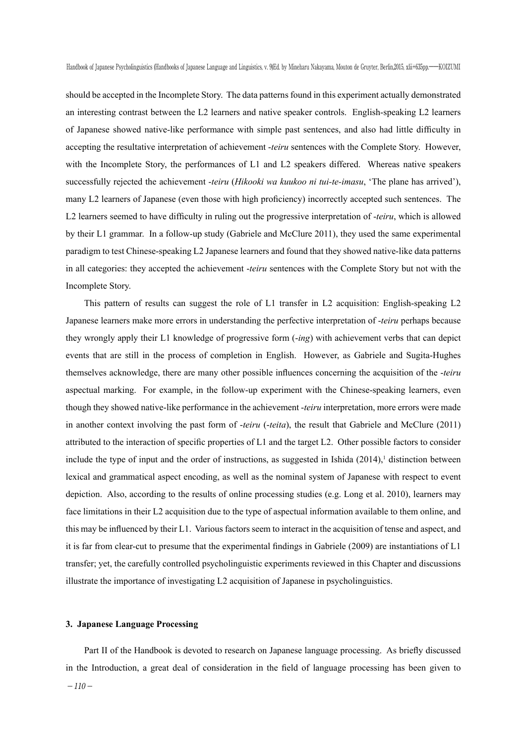should be accepted in the Incomplete Story. The data patterns found in this experiment actually demonstrated an interesting contrast between the L2 learners and native speaker controls. English-speaking L2 learners of Japanese showed native-like performance with simple past sentences, and also had little difficulty in accepting the resultative interpretation of achievement *-teiru* sentences with the Complete Story. However, with the Incomplete Story, the performances of L1 and L2 speakers differed. Whereas native speakers successfully rejected the achievement *-teiru* (*Hikooki wa kuukoo ni tui-te-imasu*, 'The plane has arrived'), many L2 learners of Japanese (even those with high proficiency) incorrectly accepted such sentences. The L2 learners seemed to have difficulty in ruling out the progressive interpretation of *-teiru*, which is allowed by their L1 grammar. In a follow-up study (Gabriele and McClure 2011), they used the same experimental paradigm to test Chinese-speaking L2 Japanese learners and found that they showed native-like data patterns in all categories: they accepted the achievement *-teiru* sentences with the Complete Story but not with the Incomplete Story.

This pattern of results can suggest the role of L1 transfer in L2 acquisition: English-speaking L2 Japanese learners make more errors in understanding the perfective interpretation of *-teiru* perhaps because they wrongly apply their L1 knowledge of progressive form (*-ing*) with achievement verbs that can depict events that are still in the process of completion in English. However, as Gabriele and Sugita-Hughes themselves acknowledge, there are many other possible influences concerning the acquisition of the *-teiru* aspectual marking. For example, in the follow-up experiment with the Chinese-speaking learners, even though they showed native-like performance in the achievement *-teiru* interpretation, more errors were made in another context involving the past form of *-teiru* (*-teita*), the result that Gabriele and McClure (2011) attributed to the interaction of specific properties of L1 and the target L2. Other possible factors to consider include the type of input and the order of instructions, as suggested in Ishida (2014),[1] distinction between lexical and grammatical aspect encoding, as well as the nominal system of Japanese with respect to event depiction. Also, according to the results of online processing studies (e.g. Long et al. 2010), learners may face limitations in their L2 acquisition due to the type of aspectual information available to them online, and this may be influenced by their L1. Various factors seem to interact in the acquisition of tense and aspect, and it is far from clear-cut to presume that the experimental findings in Gabriele (2009) are instantiations of L1 transfer; yet, the carefully controlled psycholinguistic experiments reviewed in this Chapter and discussions illustrate the importance of investigating L2 acquisition of Japanese in psycholinguistics.

## 3. Japanese Language Processing

Part II of the Handbook is devoted to research on Japanese language processing. As briefly discussed in the Introduction, a great deal of consideration in the field of language processing has been given to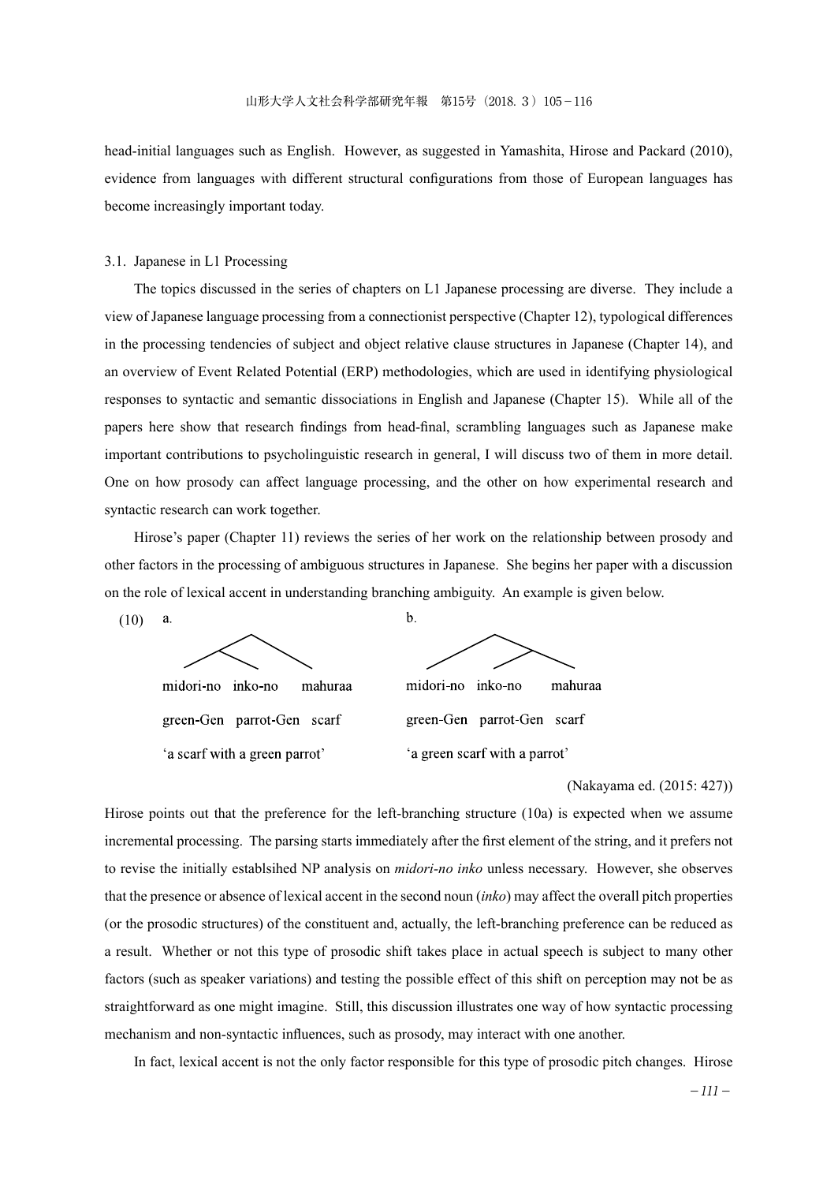head-initial languages such as English. However, as suggested in Yamashita, Hirose and Packard (2010), evidence from languages with different structural configurations from those of European languages has become increasingly important today.

### 3.1. Japanese in L1 Processing

The topics discussed in the series of chapters on L1 Japanese processing are diverse. They include a view of Japanese language processing from a connectionist perspective (Chapter 12), typological differences in the processing tendencies of subject and object relative clause structures in Japanese (Chapter 14), and an overview of Event Related Potential (ERP) methodologies, which are used in identifying physiological responses to syntactic and semantic dissociations in English and Japanese (Chapter 15). While all of the papers here show that research findings from head-final, scrambling languages such as Japanese make important contributions to psycholinguistic research in general, I will discuss two of them in more detail. One on how prosody can affect language processing, and the other on how experimental research and syntactic research can work together.

Hirose's paper (Chapter 11) reviews the series of her work on the relationship between prosody and other factors in the processing of ambiguous structures in Japanese. She begins her paper with a discussion on the role of lexical accent in understanding branching ambiguity. An example is given below.

(10) a.
midori-no inko-no mahuraa
green-Gen parrot-Gen scarf
'a scarf with a green parrot'

b.
midori-no inko-no mahuraa
green-Gen parrot-Gen scarf
'a green scarf with a parrot'

(Nakayama ed. (2015: 427))

Hirose points out that the preference for the left-branching structure (10a) is expected when we assume incremental processing. The parsing starts immediately after the first element of the string, and it prefers not to revise the initially establsihed NP analysis on *midori-no inko* unless necessary. However, she observes that the presence or absence of lexical accent in the second noun (*inko*) may affect the overall pitch properties (or the prosodic structures) of the constituent and, actually, the left-branching preference can be reduced as a result. Whether or not this type of prosodic shift takes place in actual speech is subject to many other factors (such as speaker variations) and testing the possible effect of this shift on perception may not be as straightforward as one might imagine. Still, this discussion illustrates one way of how syntactic processing mechanism and non-syntactic influences, such as prosody, may interact with one another.

In fact, lexical accent is not the only factor responsible for this type of prosodic pitch changes. Hirose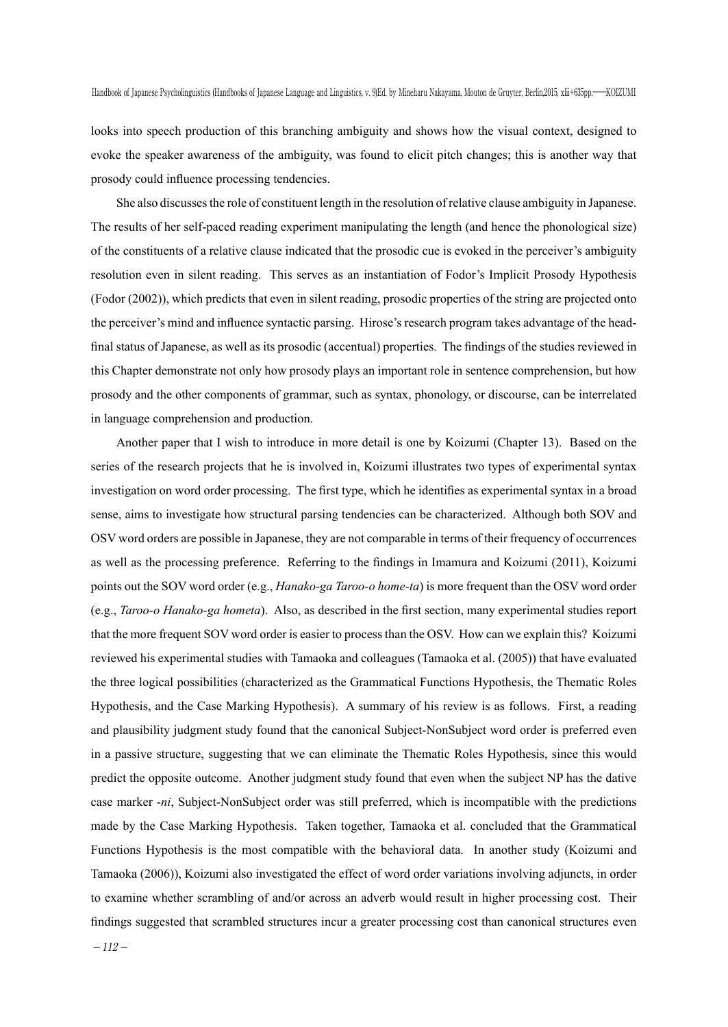looks into speech production of this branching ambiguity and shows how the visual context, designed to evoke the speaker awareness of the ambiguity, was found to elicit pitch changes; this is another way that prosody could influence processing tendencies.

She also discusses the role of constituent length in the resolution of relative clause ambiguity in Japanese. The results of her self-paced reading experiment manipulating the length (and hence the phonological size) of the constituents of a relative clause indicated that the prosodic cue is evoked in the perceiver's ambiguity resolution even in silent reading. This serves as an instantiation of Fodor's Implicit Prosody Hypothesis (Fodor (2002)), which predicts that even in silent reading, prosodic properties of the string are projected onto the perceiver's mind and influence syntactic parsing. Hirose's research program takes advantage of the head-final status of Japanese, as well as its prosodic (accentual) properties. The findings of the studies reviewed in this Chapter demonstrate not only how prosody plays an important role in sentence comprehension, but how prosody and the other components of grammar, such as syntax, phonology, or discourse, can be interrelated in language comprehension and production.

Another paper that I wish to introduce in more detail is one by Koizumi (Chapter 13). Based on the series of the research projects that he is involved in, Koizumi illustrates two types of experimental syntax investigation on word order processing. The first type, which he identifies as experimental syntax in a broad sense, aims to investigate how structural parsing tendencies can be characterized. Although both SOV and OSV word orders are possible in Japanese, they are not comparable in terms of their frequency of occurrences as well as the processing preference. Referring to the findings in Imamura and Koizumi (2011), Koizumi points out the SOV word order (e.g., *Hanako-ga Taroo-o home-ta*) is more frequent than the OSV word order (e.g., *Taroo-o Hanako-ga hometa*). Also, as described in the first section, many experimental studies report that the more frequent SOV word order is easier to process than the OSV. How can we explain this? Koizumi reviewed his experimental studies with Tamaoka and colleagues (Tamaoka et al. (2005)) that have evaluated the three logical possibilities (characterized as the Grammatical Functions Hypothesis, the Thematic Roles Hypothesis, and the Case Marking Hypothesis). A summary of his review is as follows. First, a reading and plausibility judgment study found that the canonical Subject-NonSubject word order is preferred even in a passive structure, suggesting that we can eliminate the Thematic Roles Hypothesis, since this would predict the opposite outcome. Another judgment study found that even when the subject NP has the dative case marker *-ni*, Subject-NonSubject order was still preferred, which is incompatible with the predictions made by the Case Marking Hypothesis. Taken together, Tamaoka et al. concluded that the Grammatical Functions Hypothesis is the most compatible with the behavioral data. In another study (Koizumi and Tamaoka (2006)), Koizumi also investigated the effect of word order variations involving adjuncts, in order to examine whether scrambling of and/or across an adverb would result in higher processing cost. Their findings suggested that scrambled structures incur a greater processing cost than canonical structures even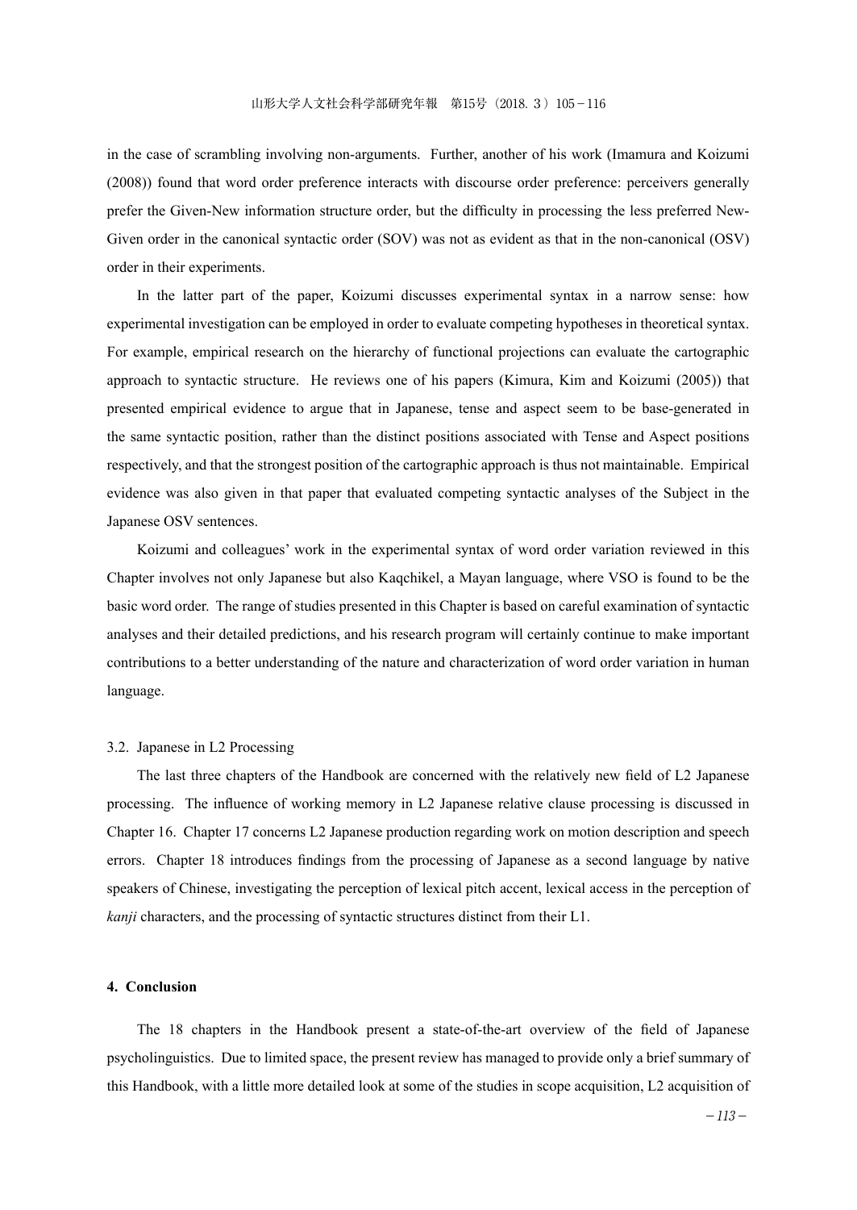in the case of scrambling involving non-arguments. Further, another of his work (Imamura and Koizumi (2008)) found that word order preference interacts with discourse order preference: perceivers generally prefer the Given-New information structure order, but the difficulty in processing the less preferred New-Given order in the canonical syntactic order (SOV) was not as evident as that in the non-canonical (OSV) order in their experiments.

In the latter part of the paper, Koizumi discusses experimental syntax in a narrow sense: how experimental investigation can be employed in order to evaluate competing hypotheses in theoretical syntax. For example, empirical research on the hierarchy of functional projections can evaluate the cartographic approach to syntactic structure. He reviews one of his papers (Kimura, Kim and Koizumi (2005)) that presented empirical evidence to argue that in Japanese, tense and aspect seem to be base-generated in the same syntactic position, rather than the distinct positions associated with Tense and Aspect positions respectively, and that the strongest position of the cartographic approach is thus not maintainable. Empirical evidence was also given in that paper that evaluated competing syntactic analyses of the Subject in the Japanese OSV sentences.

Koizumi and colleagues' work in the experimental syntax of word order variation reviewed in this Chapter involves not only Japanese but also Kaqchikel, a Mayan language, where VSO is found to be the basic word order. The range of studies presented in this Chapter is based on careful examination of syntactic analyses and their detailed predictions, and his research program will certainly continue to make important contributions to a better understanding of the nature and characterization of word order variation in human language.

### 3.2. Japanese in L2 Processing

The last three chapters of the Handbook are concerned with the relatively new field of L2 Japanese processing. The influence of working memory in L2 Japanese relative clause processing is discussed in Chapter 16. Chapter 17 concerns L2 Japanese production regarding work on motion description and speech errors. Chapter 18 introduces findings from the processing of Japanese as a second language by native speakers of Chinese, investigating the perception of lexical pitch accent, lexical access in the perception of *kanji* characters, and the processing of syntactic structures distinct from their L1.

## 4. Conclusion

The 18 chapters in the Handbook present a state-of-the-art overview of the field of Japanese psycholinguistics. Due to limited space, the present review has managed to provide only a brief summary of this Handbook, with a little more detailed look at some of the studies in scope acquisition, L2 acquisition of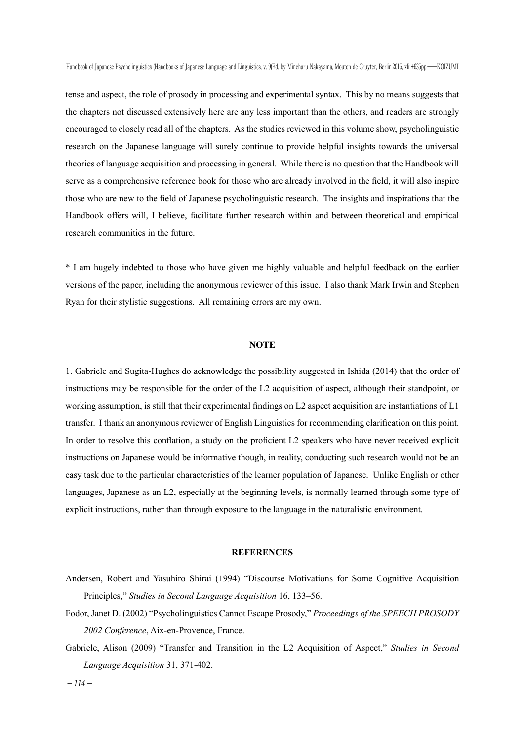tense and aspect, the role of prosody in processing and experimental syntax. This by no means suggests that the chapters not discussed extensively here are any less important than the others, and readers are strongly encouraged to closely read all of the chapters. As the studies reviewed in this volume show, psycholinguistic research on the Japanese language will surely continue to provide helpful insights towards the universal theories of language acquisition and processing in general. While there is no question that the Handbook will serve as a comprehensive reference book for those who are already involved in the field, it will also inspire those who are new to the field of Japanese psycholinguistic research. The insights and inspirations that the Handbook offers will, I believe, facilitate further research within and between theoretical and empirical research communities in the future.

* I am hugely indebted to those who have given me highly valuable and helpful feedback on the earlier versions of the paper, including the anonymous reviewer of this issue. I also thank Mark Irwin and Stephen Ryan for their stylistic suggestions. All remaining errors are my own.

## NOTE

1. Gabriele and Sugita-Hughes do acknowledge the possibility suggested in Ishida (2014) that the order of instructions may be responsible for the order of the L2 acquisition of aspect, although their standpoint, or working assumption, is still that their experimental findings on L2 aspect acquisition are instantiations of L1 transfer. I thank an anonymous reviewer of English Linguistics for recommending clarification on this point. In order to resolve this conflation, a study on the proficient L2 speakers who have never received explicit instructions on Japanese would be informative though, in reality, conducting such research would not be an easy task due to the particular characteristics of the learner population of Japanese. Unlike English or other languages, Japanese as an L2, especially at the beginning levels, is normally learned through some type of explicit instructions, rather than through exposure to the language in the naturalistic environment.

## REFERENCES

Andersen, Robert and Yasuhiro Shirai (1994) "Discourse Motivations for Some Cognitive Acquisition Principles," *Studies in Second Language Acquisition* 16, 133–56.

Fodor, Janet D. (2002) "Psycholinguistics Cannot Escape Prosody," *Proceedings of the SPEECH PROSODY 2002 Conference*, Aix-en-Provence, France.

Gabriele, Alison (2009) "Transfer and Transition in the L2 Acquisition of Aspect," *Studies in Second Language Acquisition* 31, 371-402.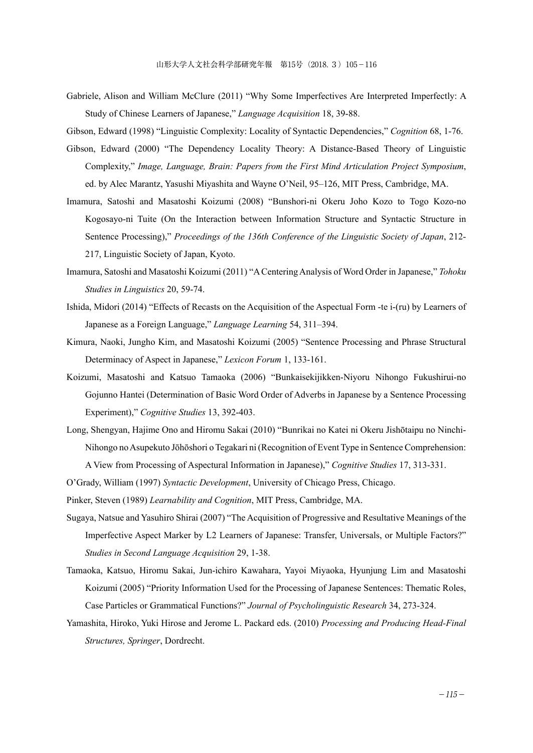Gabriele, Alison and William McClure (2011) "Why Some Imperfectives Are Interpreted Imperfectly: A Study of Chinese Learners of Japanese," *Language Acquisition* 18, 39-88.

Gibson, Edward (1998) "Linguistic Complexity: Locality of Syntactic Dependencies," *Cognition* 68, 1-76.

Gibson, Edward (2000) "The Dependency Locality Theory: A Distance-Based Theory of Linguistic Complexity," *Image, Language, Brain: Papers from the First Mind Articulation Project Symposium*, ed. by Alec Marantz, Yasushi Miyashita and Wayne O'Neil, 95–126, MIT Press, Cambridge, MA.

Imamura, Satoshi and Masatoshi Koizumi (2008) "Bunshori-ni Okeru Joho Kozo to Togo Kozo-no Kogosayo-ni Tuite (On the Interaction between Information Structure and Syntactic Structure in Sentence Processing)," *Proceedings of the 136th Conference of the Linguistic Society of Japan*, 212-217, Linguistic Society of Japan, Kyoto.

Imamura, Satoshi and Masatoshi Koizumi (2011) "A Centering Analysis of Word Order in Japanese," *Tohoku Studies in Linguistics* 20, 59-74.

Ishida, Midori (2014) "Effects of Recasts on the Acquisition of the Aspectual Form -te i-(ru) by Learners of Japanese as a Foreign Language," *Language Learning* 54, 311–394.

Kimura, Naoki, Jungho Kim, and Masatoshi Koizumi (2005) "Sentence Processing and Phrase Structural Determinacy of Aspect in Japanese," *Lexicon Forum* 1, 133-161.

Koizumi, Masatoshi and Katsuo Tamaoka (2006) "Bunkaisekijikken-Niyoru Nihongo Fukushirui-no Gojunno Hantei (Determination of Basic Word Order of Adverbs in Japanese by a Sentence Processing Experiment)," *Cognitive Studies* 13, 392-403.

Long, Shengyan, Hajime Ono and Hiromu Sakai (2010) "Bunrikai no Katei ni Okeru Jishōtaipu no Ninchi-Nihongo no Asupekuto Jōhōshori o Tegakari ni (Recognition of Event Type in Sentence Comprehension: A View from Processing of Aspectural Information in Japanese)," *Cognitive Studies* 17, 313-331.

O'Grady, William (1997) *Syntactic Development*, University of Chicago Press, Chicago.

Pinker, Steven (1989) *Learnability and Cognition*, MIT Press, Cambridge, MA.

Sugaya, Natsue and Yasuhiro Shirai (2007) "The Acquisition of Progressive and Resultative Meanings of the Imperfective Aspect Marker by L2 Learners of Japanese: Transfer, Universals, or Multiple Factors?" *Studies in Second Language Acquisition* 29, 1-38.

Tamaoka, Katsuo, Hiromu Sakai, Jun-ichiro Kawahara, Yayoi Miyaoka, Hyunjung Lim and Masatoshi Koizumi (2005) "Priority Information Used for the Processing of Japanese Sentences: Thematic Roles, Case Particles or Grammatical Functions?" *Journal of Psycholinguistic Research* 34, 273-324.

Yamashita, Hiroko, Yuki Hirose and Jerome L. Packard eds. (2010) *Processing and Producing Head-Final Structures, Springer*, Dordrecht.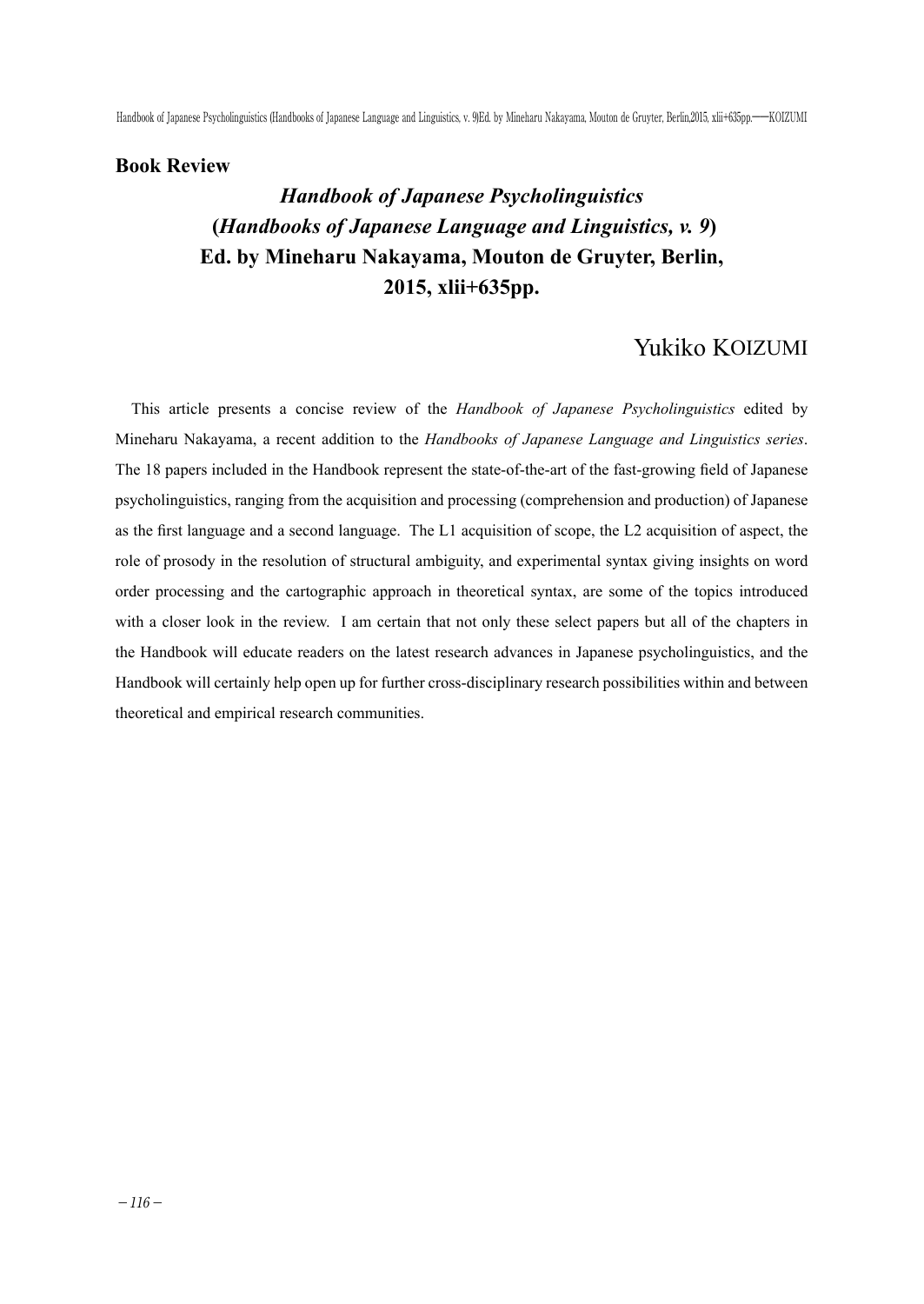**Book Review**

# *Handbook of Japanese Psycholinguistics* (*Handbooks of Japanese Language and Linguistics, v. 9*) Ed. by Mineharu Nakayama, Mouton de Gruyter, Berlin, 2015, xlii+635pp.

Yukiko KOIZUMI

This article presents a concise review of the *Handbook of Japanese Psycholinguistics* edited by Mineharu Nakayama, a recent addition to the *Handbooks of Japanese Language and Linguistics series*. The 18 papers included in the Handbook represent the state-of-the-art of the fast-growing field of Japanese psycholinguistics, ranging from the acquisition and processing (comprehension and production) of Japanese as the first language and a second language. The L1 acquisition of scope, the L2 acquisition of aspect, the role of prosody in the resolution of structural ambiguity, and experimental syntax giving insights on word order processing and the cartographic approach in theoretical syntax, are some of the topics introduced with a closer look in the review. I am certain that not only these select papers but all of the chapters in the Handbook will educate readers on the latest research advances in Japanese psycholinguistics, and the Handbook will certainly help open up for further cross-disciplinary research possibilities within and between theoretical and empirical research communities.